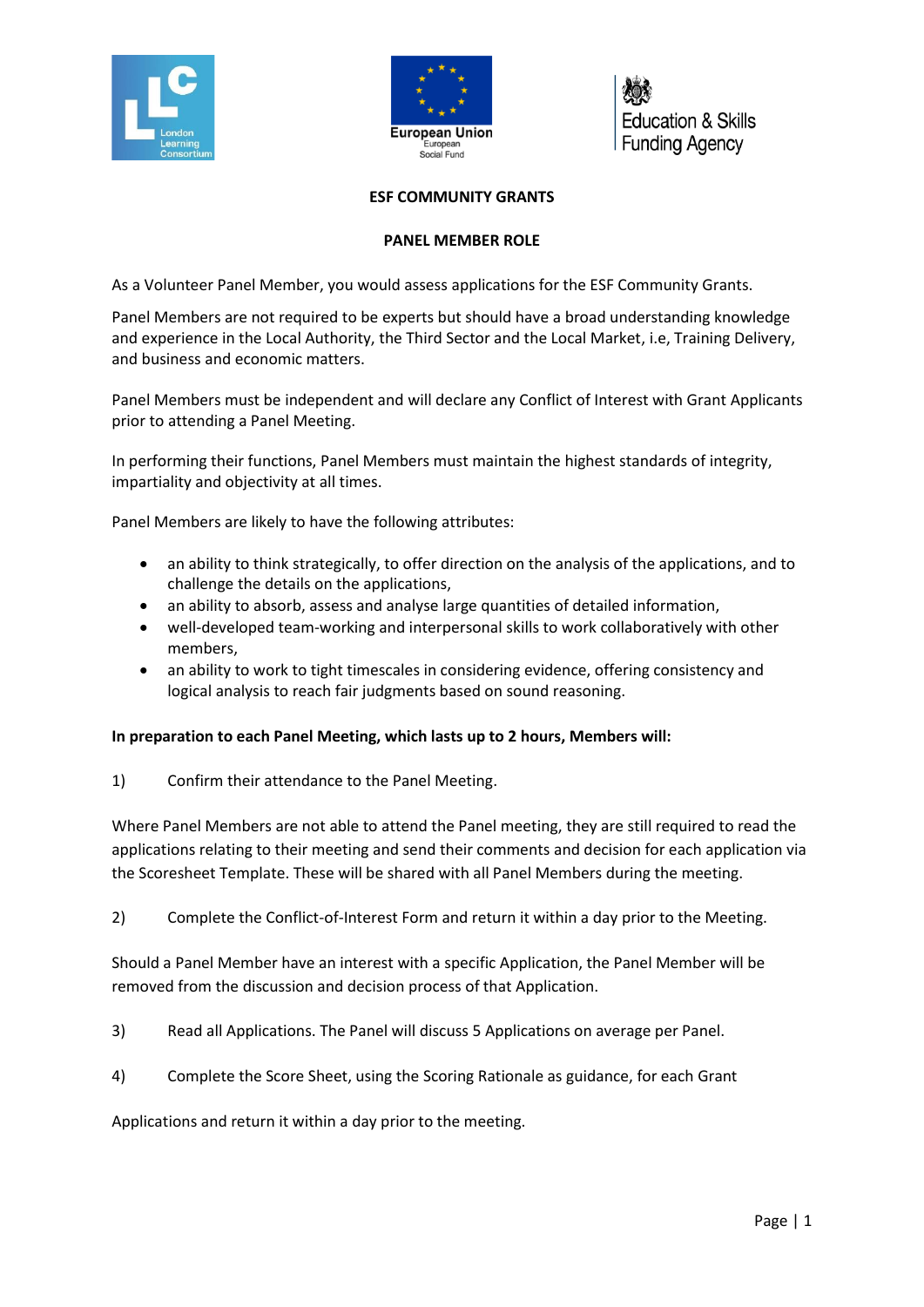## ESF COMMUNITY GRANTS

### PANEL MEMBER ROLE

As a Volunteer Panel Member, you would assess applications for the ESF Community Grants.

Panel Members are not required to be experts but should have a broad understanding knowledge and experience in the Local Authority, the Third Sector and the Local Market, i.e, Training Delivery, and business and economic matters.

Panel Members must be independent and will declare any Conflict of Interest with Grant Applicants prior to attending a Panel Meeting.

In performing their functions, Panel Members must maintain the highest standards of integrity, impartiality and objectivity at all times.

Panel Members are likely to have the following attributes:

- an ability to think strategically, to offer direction on the analysis of the applications, and to challenge the details on the applications,
- an ability to absorb, assess and analyse large quantities of detailed information,
- well-developed team-working and interpersonal skills to work collaboratively with other members,
- an ability to work to tight timescales in considering evidence, offering consistency and logical analysis to reach fair judgments based on sound reasoning.

**In preparation to each Panel Meeting, which lasts up to 2 hours, Members will:**

1) Confirm their attendance to the Panel Meeting.

Where Panel Members are not able to attend the Panel meeting, they are still required to read the applications relating to their meeting and send their comments and decision for each application via the Scoresheet Template. These will be shared with all Panel Members during the meeting.

2) Complete the Conflict-of-Interest Form and return it within a day prior to the Meeting.

Should a Panel Member have an interest with a specific Application, the Panel Member will be removed from the discussion and decision process of that Application.

3) Read all Applications. The Panel will discuss 5 Applications on average per Panel.

4) Complete the Score Sheet, using the Scoring Rationale as guidance, for each Grant

Applications and return it within a day prior to the meeting.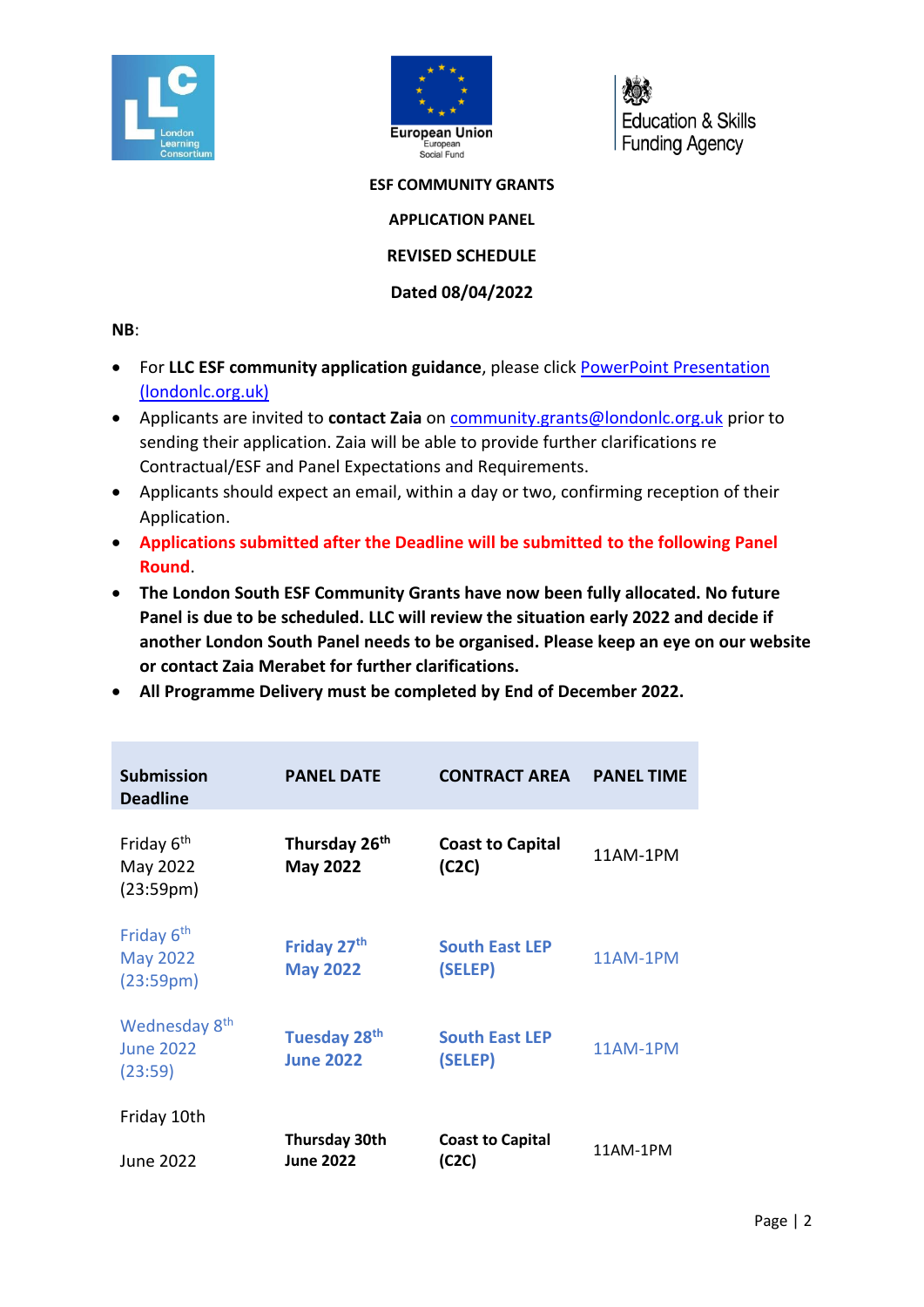**ESF COMMUNITY GRANTS**

**APPLICATION PANEL**

**REVISED SCHEDULE**

**Dated 08/04/2022**

**NB**:

- For **LLC ESF community application guidance**, please click [PowerPoint Presentation (londonlc.org.uk)](londonlc.org.uk)
- Applicants are invited to **contact Zaia** on community.grants@londonlc.org.uk prior to sending their application. Zaia will be able to provide further clarifications re Contractual/ESF and Panel Expectations and Requirements.
- Applicants should expect an email, within a day or two, confirming reception of their Application.
- **Applications submitted after the Deadline will be submitted to the following Panel Round**.
- **The London South ESF Community Grants have now been fully allocated. No future Panel is due to be scheduled. LLC will review the situation early 2022 and decide if another London South Panel needs to be organised. Please keep an eye on our website or contact Zaia Merabet for further clarifications.**
- **All Programme Delivery must be completed by End of December 2022.**

| Submission Deadline | PANEL DATE | CONTRACT AREA | PANEL TIME |
|---|---|---|---|
| Friday 6th May 2022 (23:59pm) | **Thursday 26th May 2022** | **Coast to Capital (C2C)** | 11AM-1PM |
| Friday 6th May 2022 (23:59pm) | **Friday 27th May 2022** | **South East LEP (SELEP)** | 11AM-1PM |
| Wednesday 8th June 2022 (23:59) | **Tuesday 28th June 2022** | **South East LEP (SELEP)** | 11AM-1PM |
| Friday 10th June 2022 | **Thursday 30th June 2022** | **Coast to Capital (C2C)** | 11AM-1PM |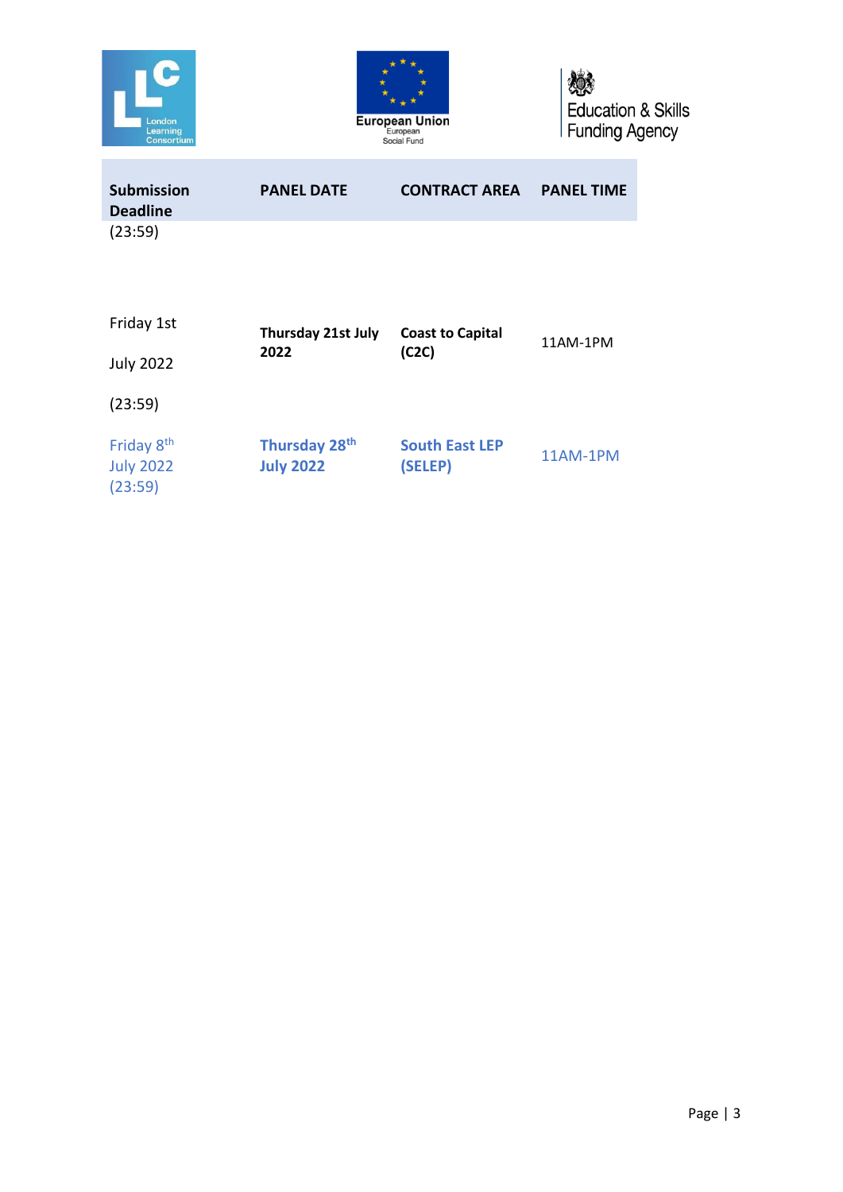| Submission Deadline (23:59) | PANEL DATE | CONTRACT AREA | PANEL TIME |
|---|---|---|---|
| Friday 1st July 2022 (23:59) | **Thursday 21st July 2022** | **Coast to Capital (C2C)** | 11AM-1PM |
| Friday 8th July 2022 (23:59) | **Thursday 28th July 2022** | **South East LEP (SELEP)** | 11AM-1PM |